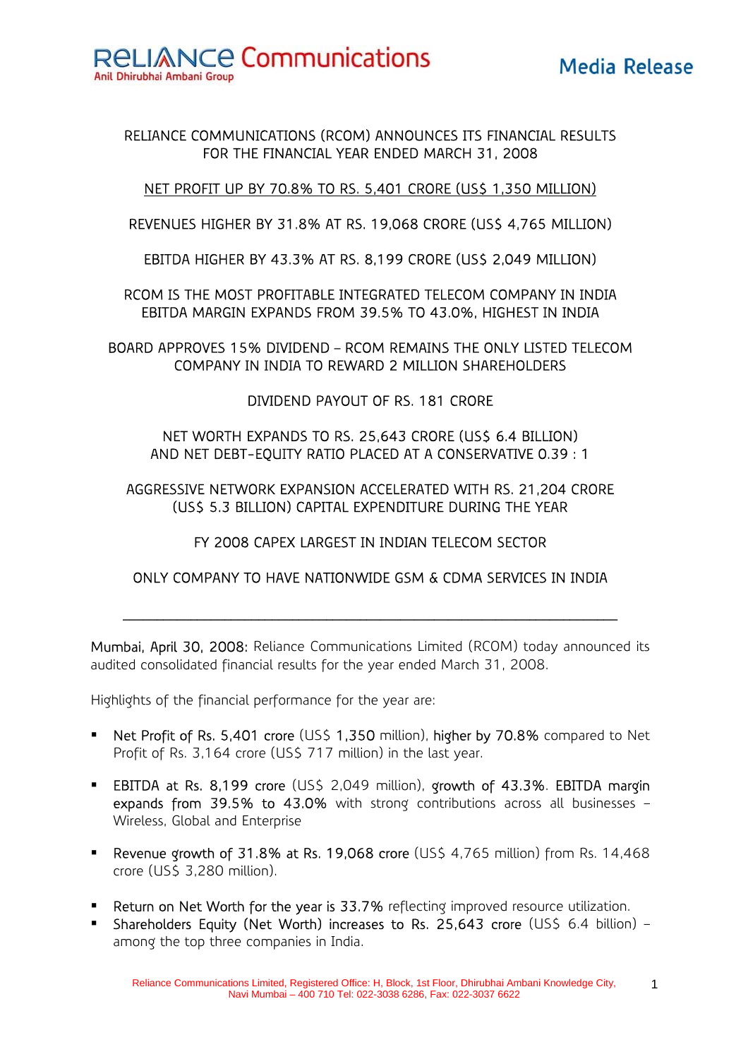**RELIANCE Communications**
Anil Dhirubhai Ambani Group

**Media Release**

RELIANCE COMMUNICATIONS (RCOM) ANNOUNCES ITS FINANCIAL RESULTS FOR THE FINANCIAL YEAR ENDED MARCH 31, 2008

NET PROFIT UP BY 70.8% TO RS. 5,401 CRORE (US$ 1,350 MILLION)

REVENUES HIGHER BY 31.8% AT RS. 19,068 CRORE (US$ 4,765 MILLION)

EBITDA HIGHER BY 43.3% AT RS. 8,199 CRORE (US$ 2,049 MILLION)

RCOM IS THE MOST PROFITABLE INTEGRATED TELECOM COMPANY IN INDIA
EBITDA MARGIN EXPANDS FROM 39.5% TO 43.0%, HIGHEST IN INDIA

BOARD APPROVES 15% DIVIDEND – RCOM REMAINS THE ONLY LISTED TELECOM COMPANY IN INDIA TO REWARD 2 MILLION SHAREHOLDERS

DIVIDEND PAYOUT OF RS. 181 CRORE

NET WORTH EXPANDS TO RS. 25,643 CRORE (US$ 6.4 BILLION)
AND NET DEBT-EQUITY RATIO PLACED AT A CONSERVATIVE 0.39 : 1

AGGRESSIVE NETWORK EXPANSION ACCELERATED WITH RS. 21,204 CRORE (US$ 5.3 BILLION) CAPITAL EXPENDITURE DURING THE YEAR

FY 2008 CAPEX LARGEST IN INDIAN TELECOM SECTOR

ONLY COMPANY TO HAVE NATIONWIDE GSM & CDMA SERVICES IN INDIA

---

**Mumbai, April 30, 2008:** Reliance Communications Limited (RCOM) today announced its audited consolidated financial results for the year ended March 31, 2008.

Highlights of the financial performance for the year are:

- **Net Profit of Rs. 5,401 crore** (US$ **1,350** million), **higher by 70.8%** compared to Net Profit of Rs. 3,164 crore (US$ 717 million) in the last year.
- **EBITDA at Rs. 8,199 crore** (US$ 2,049 million), **growth of 43.3%. EBITDA margin expands from 39.5% to 43.0%** with strong contributions across all businesses – Wireless, Global and Enterprise
- **Revenue growth of 31.8% at Rs. 19,068 crore** (US$ 4,765 million) from Rs. 14,468 crore (US$ 3,280 million).
- **Return on Net Worth for the year is 33.7%** reflecting improved resource utilization.
- **Shareholders Equity (Net Worth) increases to Rs. 25,643 crore** (US$ 6.4 billion) – among the top three companies in India.

Reliance Communications Limited, Registered Office: H, Block, 1st Floor, Dhirubhai Ambani Knowledge City, Navi Mumbai – 400 710 Tel: 022-3038 6286, Fax: 022-3037 6622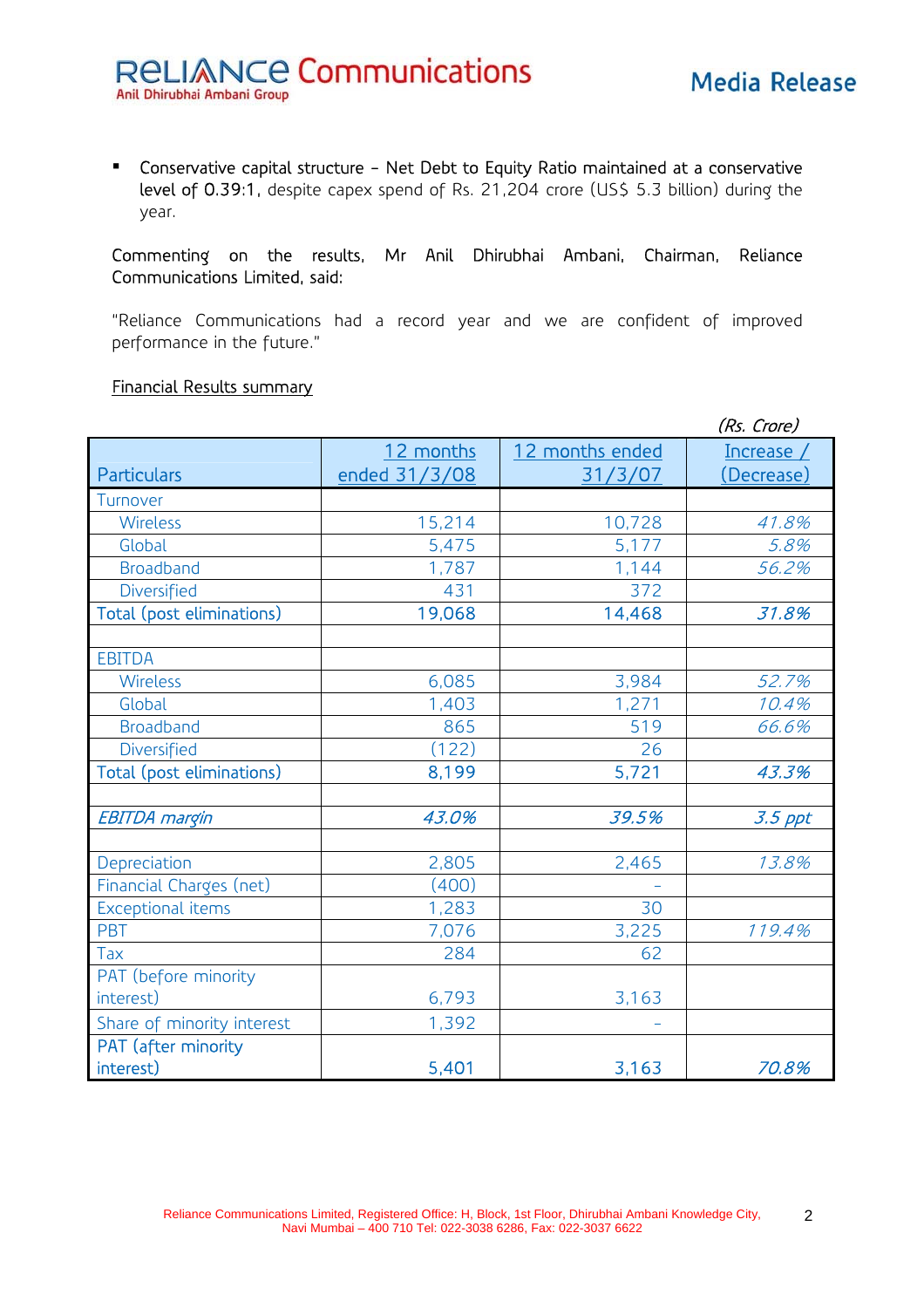- Conservative capital structure – Net Debt to Equity Ratio maintained at a conservative level of 0.39:1, despite capex spend of Rs. 21,204 crore (US$ 5.3 billion) during the year.

Commenting on the results, Mr Anil Dhirubhai Ambani, Chairman, Reliance Communications Limited, said:

"Reliance Communications had a record year and we are confident of improved performance in the future."

Financial Results summary

*(Rs. Crore)*

| Particulars | 12 months ended 31/3/08 | 12 months ended 31/3/07 | Increase / (Decrease) |
|---|---|---|---|
| Turnover | | | |
| Wireless | 15,214 | 10,728 | *41.8%* |
| Global | 5,475 | 5,177 | *5.8%* |
| Broadband | 1,787 | 1,144 | *56.2%* |
| Diversified | 431 | 372 | |
| Total (post eliminations) | 19,068 | 14,468 | *31.8%* |
| | | | |
| EBITDA | | | |
| Wireless | 6,085 | 3,984 | *52.7%* |
| Global | 1,403 | 1,271 | *10.4%* |
| Broadband | 865 | 519 | *66.6%* |
| Diversified | (122) | 26 | |
| Total (post eliminations) | 8,199 | 5,721 | *43.3%* |
| | | | |
| *EBITDA margin* | *43.0%* | *39.5%* | *3.5 ppt* |
| | | | |
| Depreciation | 2,805 | 2,465 | *13.8%* |
| Financial Charges (net) | (400) | - | |
| Exceptional items | 1,283 | 30 | |
| PBT | 7,076 | 3,225 | *119.4%* |
| Tax | 284 | 62 | |
| PAT (before minority interest) | 6,793 | 3,163 | |
| Share of minority interest | 1,392 | - | |
| PAT (after minority interest) | 5,401 | 3,163 | *70.8%* |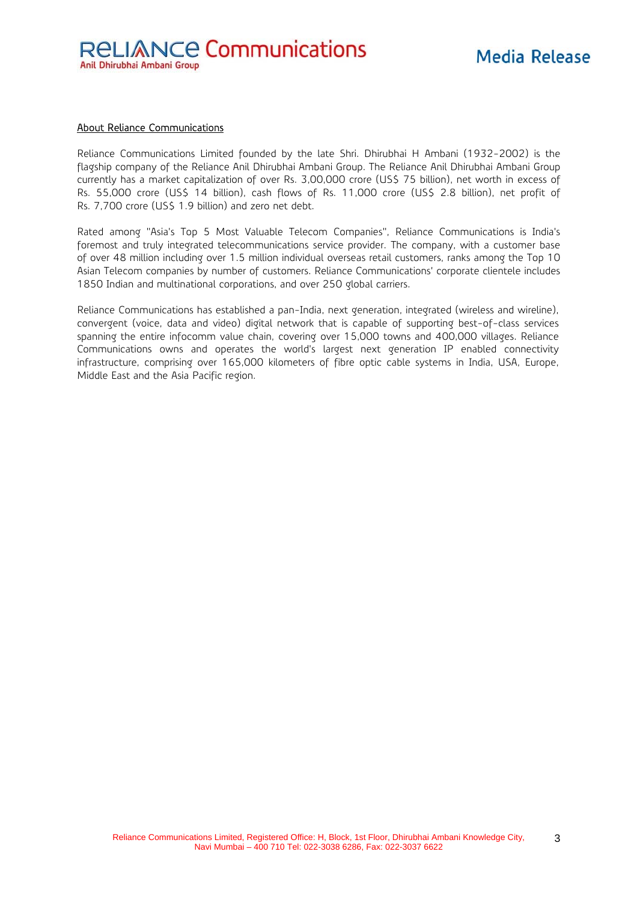<u>About Reliance Communications</u>

Reliance Communications Limited founded by the late Shri. Dhirubhai H Ambani (1932-2002) is the flagship company of the Reliance Anil Dhirubhai Ambani Group. The Reliance Anil Dhirubhai Ambani Group currently has a market capitalization of over Rs. 3,00,000 crore (US$ 75 billion), net worth in excess of Rs. 55,000 crore (US$ 14 billion), cash flows of Rs. 11,000 crore (US$ 2.8 billion), net profit of Rs. 7,700 crore (US$ 1.9 billion) and zero net debt.

Rated among "Asia's Top 5 Most Valuable Telecom Companies", Reliance Communications is India's foremost and truly integrated telecommunications service provider. The company, with a customer base of over 48 million including over 1.5 million individual overseas retail customers, ranks among the Top 10 Asian Telecom companies by number of customers. Reliance Communications' corporate clientele includes 1850 Indian and multinational corporations, and over 250 global carriers.

Reliance Communications has established a pan-India, next generation, integrated (wireless and wireline), convergent (voice, data and video) digital network that is capable of supporting best-of-class services spanning the entire infocomm value chain, covering over 15,000 towns and 400,000 villages. Reliance Communications owns and operates the world's largest next generation IP enabled connectivity infrastructure, comprising over 165,000 kilometers of fibre optic cable systems in India, USA, Europe, Middle East and the Asia Pacific region.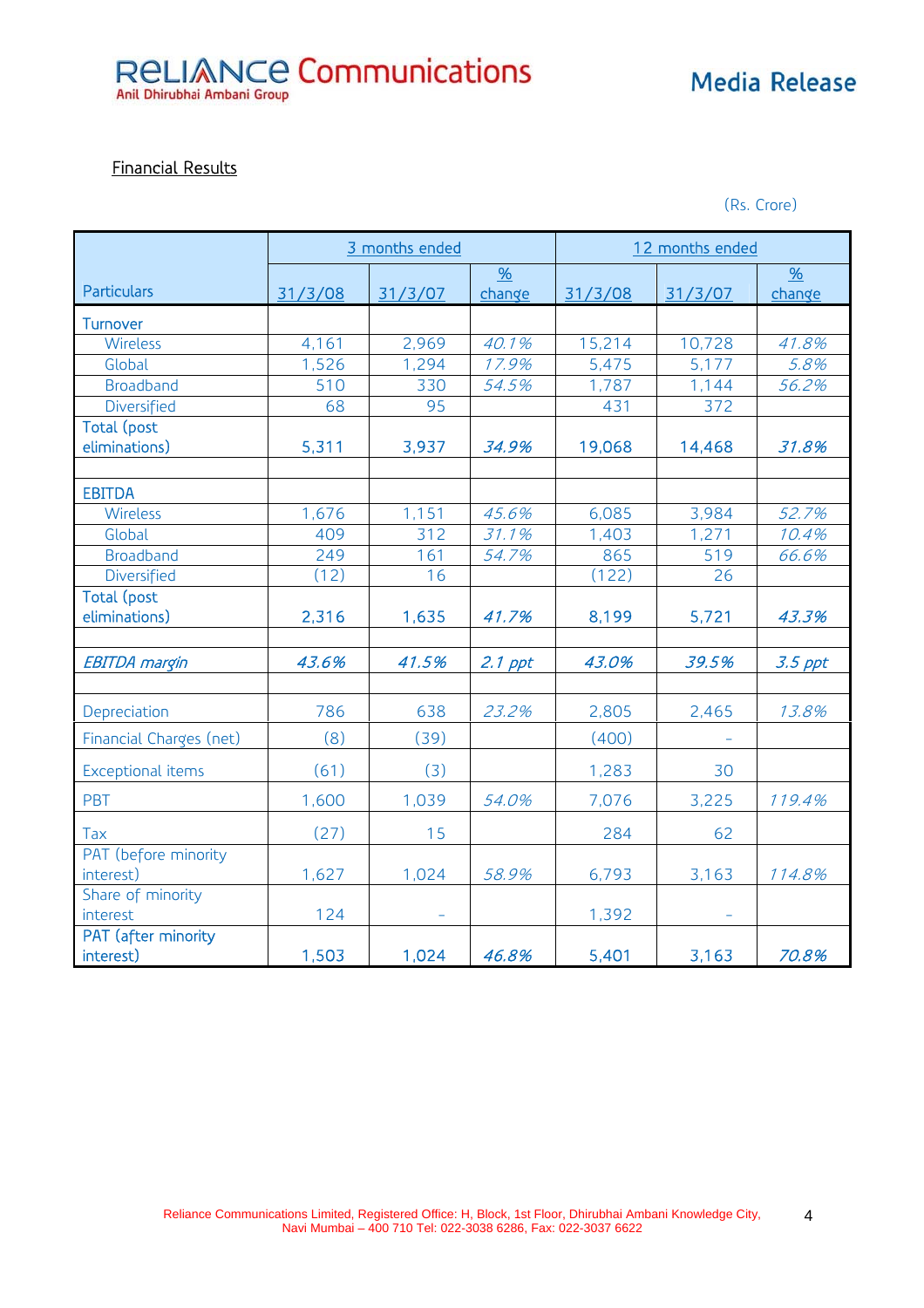## Financial Results

(Rs. Crore)

| Particulars | 3 months ended | | | 12 months ended | | |
|---|---|---|---|---|---|---|
| | 31/3/08 | 31/3/07 | % change | 31/3/08 | 31/3/07 | % change |
| Turnover | | | | | | |
| Wireless | 4,161 | 2,969 | *40.1%* | 15,214 | 10,728 | *41.8%* |
| Global | 1,526 | 1,294 | *17.9%* | 5,475 | 5,177 | *5.8%* |
| Broadband | 510 | 330 | *54.5%* | 1,787 | 1,144 | *56.2%* |
| Diversified | 68 | 95 | | 431 | 372 | |
| Total (post eliminations) | 5,311 | 3,937 | *34.9%* | 19,068 | 14,468 | *31.8%* |
| | | | | | | |
| EBITDA | | | | | | |
| Wireless | 1,676 | 1,151 | *45.6%* | 6,085 | 3,984 | *52.7%* |
| Global | 409 | 312 | *31.1%* | 1,403 | 1,271 | *10.4%* |
| Broadband | 249 | 161 | *54.7%* | 865 | 519 | *66.6%* |
| Diversified | (12) | 16 | | (122) | 26 | |
| Total (post eliminations) | 2,316 | 1,635 | *41.7%* | 8,199 | 5,721 | *43.3%* |
| | | | | | | |
| *EBITDA margin* | *43.6%* | *41.5%* | *2.1 ppt* | *43.0%* | *39.5%* | *3.5 ppt* |
| | | | | | | |
| Depreciation | 786 | 638 | *23.2%* | 2,805 | 2,465 | *13.8%* |
| Financial Charges (net) | (8) | (39) | | (400) | - | |
| Exceptional items | (61) | (3) | | 1,283 | 30 | |
| PBT | 1,600 | 1,039 | *54.0%* | 7,076 | 3,225 | *119.4%* |
| Tax | (27) | 15 | | 284 | 62 | |
| PAT (before minority interest) | 1,627 | 1,024 | *58.9%* | 6,793 | 3,163 | *114.8%* |
| Share of minority interest | 124 | - | | 1,392 | - | |
| PAT (after minority interest) | 1,503 | 1,024 | *46.8%* | 5,401 | 3,163 | *70.8%* |

Reliance Communications Limited, Registered Office: H, Block, 1st Floor, Dhirubhai Ambani Knowledge City, Navi Mumbai – 400 710 Tel: 022-3038 6286, Fax: 022-3037 6622